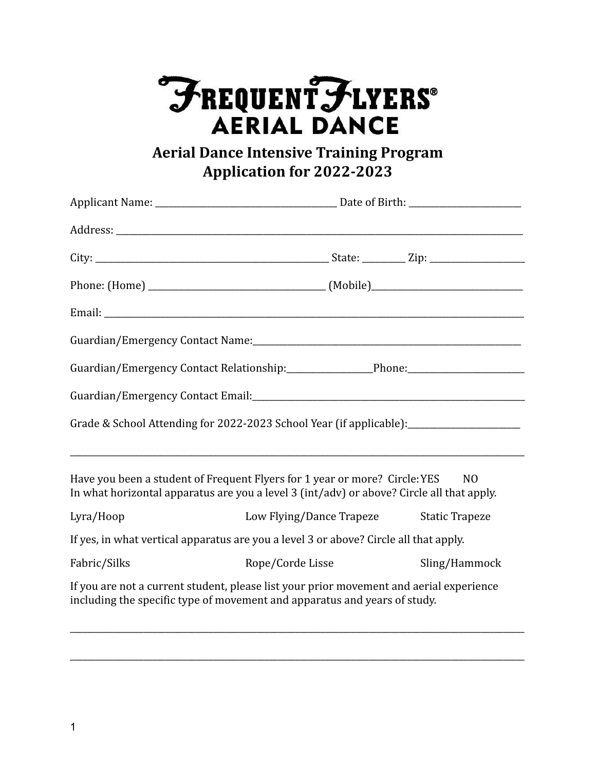# FREQUENT FLYERS®
## AERIAL DANCE

## Aerial Dance Intensive Training Program
## Application for 2022-2023

Applicant Name: ________________________________________ Date of Birth: _________________________

Address: ______________________________________________________________________________________

City: ___________________________________________________ State: _________ Zip: _____________________

Phone: (Home) ______________________________________ (Mobile)________________________________

Email: _________________________________________________________________________________________

Guardian/Emergency Contact Name:____________________________________________________________

Guardian/Emergency Contact Relationship:___________________Phone:__________________________

Guardian/Emergency Contact Email:____________________________________________________________

Grade & School Attending for 2022-2023 School Year (if applicable):_________________________

______________________________________________________________________________________________

Have you been a student of Frequent Flyers for 1 year or more? Circle: YES NO
In what horizontal apparatus are you a level 3 (int/adv) or above? Circle all that apply.

Lyra/Hoop Low Flying/Dance Trapeze Static Trapeze

If yes, in what vertical apparatus are you a level 3 or above? Circle all that apply.

Fabric/Silks Rope/Corde Lisse Sling/Hammock

If you are not a current student, please list your prior movement and aerial experience including the specific type of movement and apparatus and years of study.

______________________________________________________________________________________________

______________________________________________________________________________________________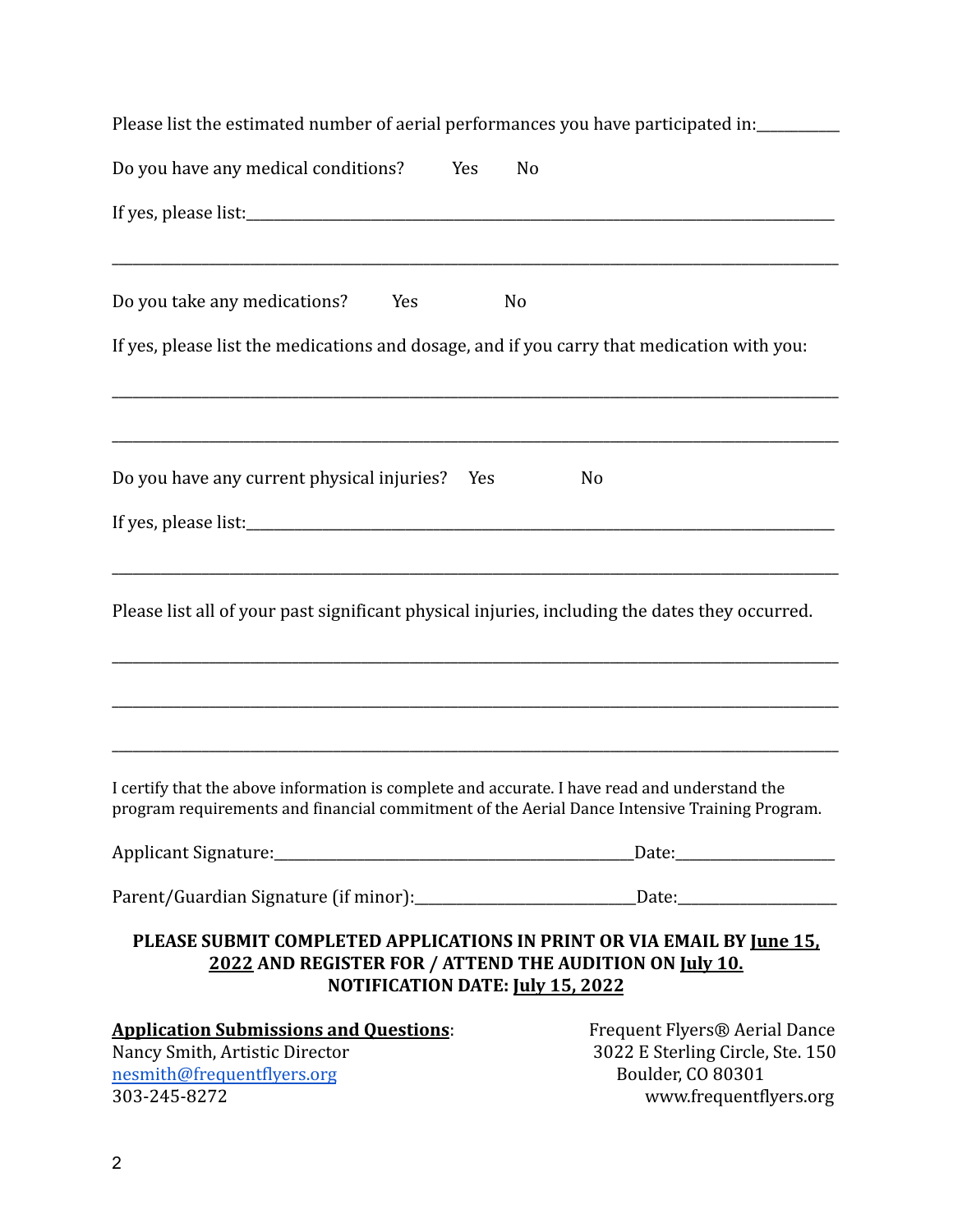Please list the estimated number of aerial performances you have participated in:__________

Do you have any medical conditions? Yes No

If yes, please list:_______________________________________________________________________________

_______________________________________________________________________________________________

Do you take any medications? Yes No

If yes, please list the medications and dosage, and if you carry that medication with you:

_______________________________________________________________________________________________

_______________________________________________________________________________________________

Do you have any current physical injuries? Yes No

If yes, please list:_______________________________________________________________________________

_______________________________________________________________________________________________

Please list all of your past significant physical injuries, including the dates they occurred.

_______________________________________________________________________________________________

_______________________________________________________________________________________________

_______________________________________________________________________________________________

I certify that the above information is complete and accurate. I have read and understand the program requirements and financial commitment of the Aerial Dance Intensive Training Program.

Applicant Signature:_______________________________________________Date:____________________

Parent/Guardian Signature (if minor):____________________________Date:____________________

**PLEASE SUBMIT COMPLETED APPLICATIONS IN PRINT OR VIA EMAIL BY <u>June 15, 2022</u> AND REGISTER FOR / ATTEND THE AUDITION ON <u>July 10.</u>**
**NOTIFICATION DATE: <u>July 15, 2022</u>**

**<u>Application Submissions and Questions</u>**:
Nancy Smith, Artistic Director
nesmith@frequentflyers.org
303-245-8272

Frequent Flyers® Aerial Dance
3022 E Sterling Circle, Ste. 150
Boulder, CO 80301
www.frequentflyers.org